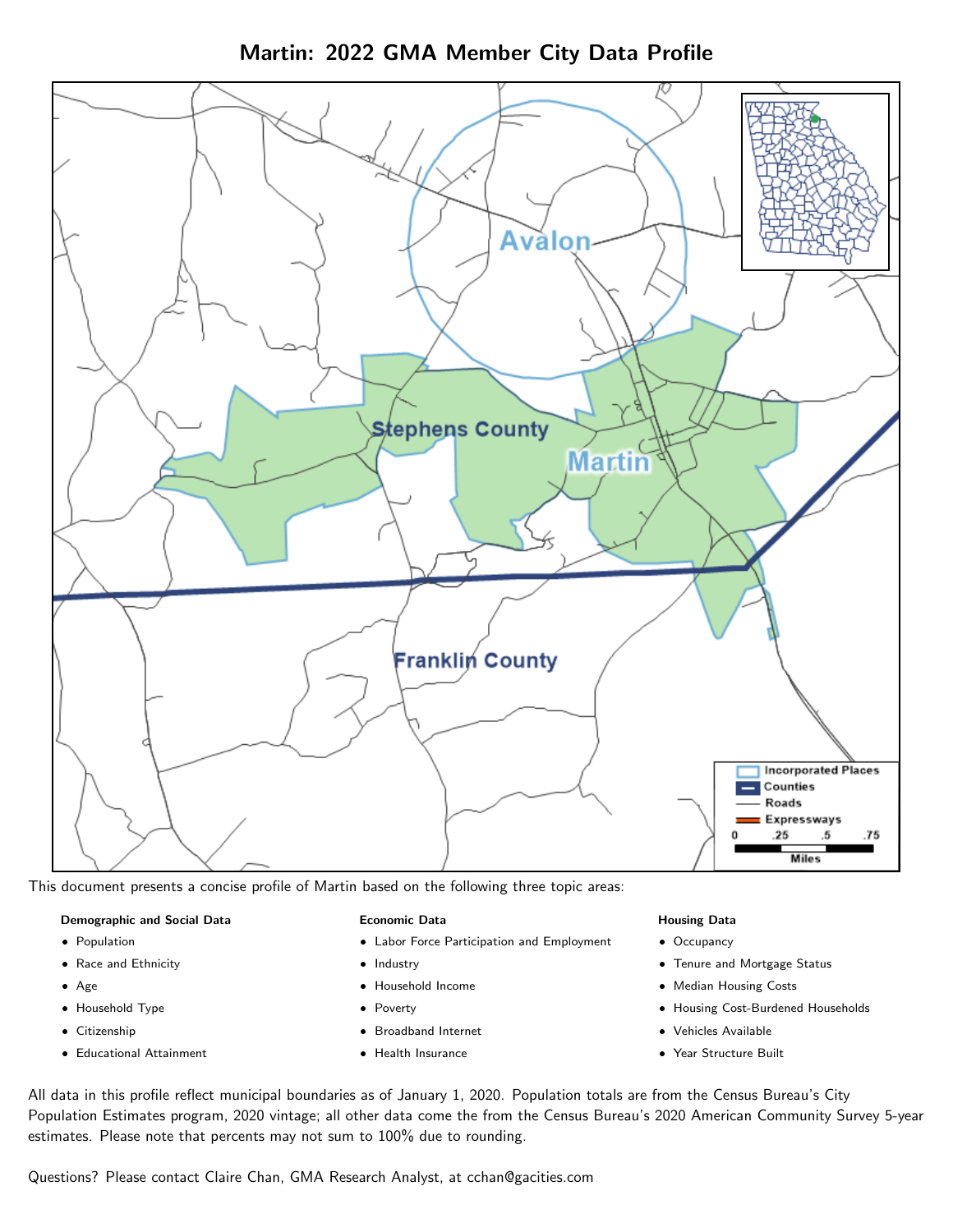# Martin: 2022 GMA Member City Data Profile

This document presents a concise profile of Martin based on the following three topic areas:

**Demographic and Social Data**

- Population
- Race and Ethnicity
- Age
- Household Type
- Citizenship
- Educational Attainment

**Economic Data**

- Labor Force Participation and Employment
- Industry
- Household Income
- Poverty
- Broadband Internet
- Health Insurance

**Housing Data**

- Occupancy
- Tenure and Mortgage Status
- Median Housing Costs
- Housing Cost-Burdened Households
- Vehicles Available
- Year Structure Built

All data in this profile reflect municipal boundaries as of January 1, 2020. Population totals are from the Census Bureau's City Population Estimates program, 2020 vintage; all other data come the from the Census Bureau's 2020 American Community Survey 5-year estimates. Please note that percents may not sum to 100% due to rounding.

Questions? Please contact Claire Chan, GMA Research Analyst, at cchan@gacities.com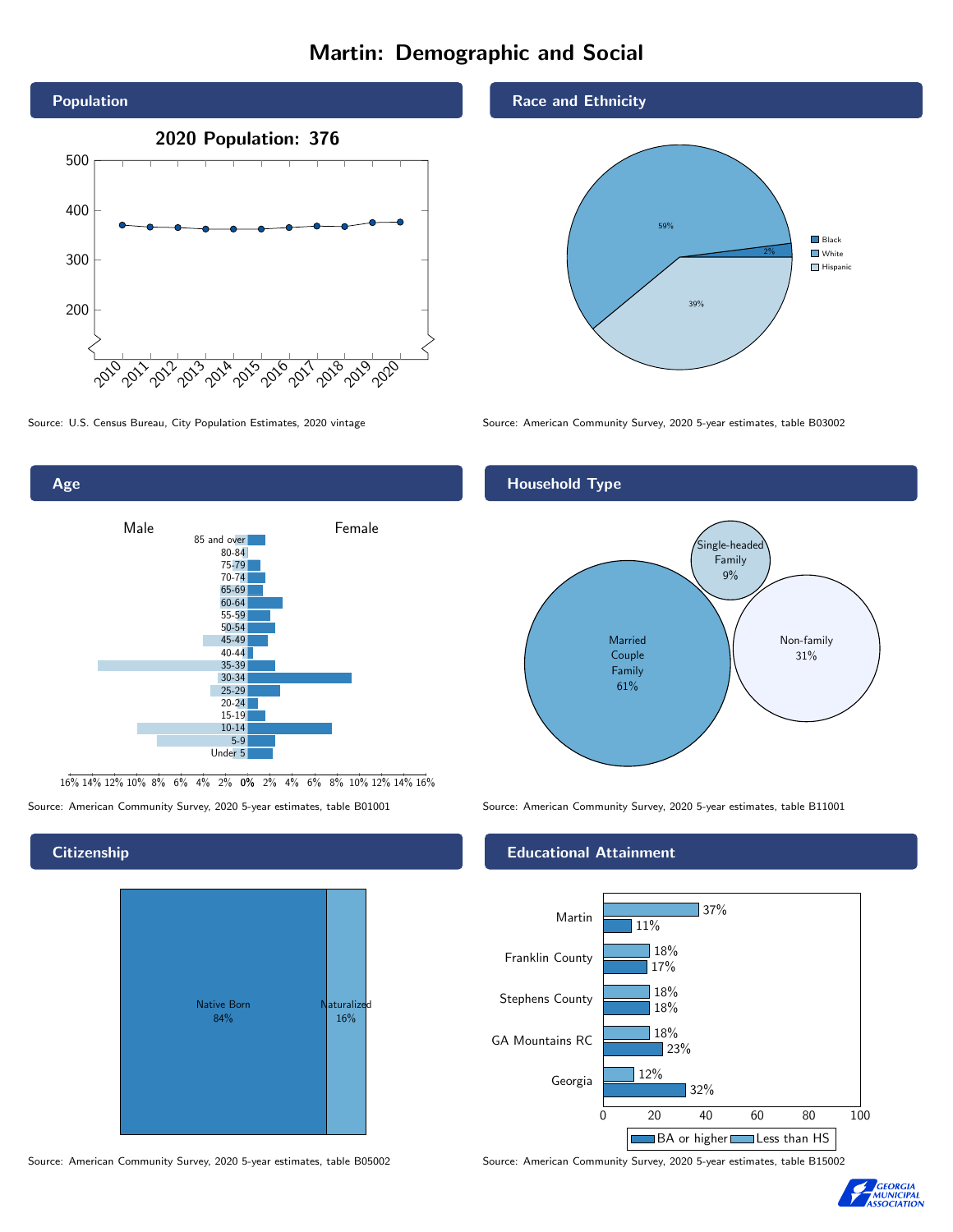# Martin: Demographic and Social

## Population

2020 Population: 376

Source: U.S. Census Bureau, City Population Estimates, 2020 vintage

## Race and Ethnicity

- Black: 2%
- White: 59%
- Hispanic: 39%

Source: American Community Survey, 2020 5-year estimates, table B03002

## Age

Male / Female

Source: American Community Survey, 2020 5-year estimates, table B01001

## Household Type

- Married Couple Family: 61%
- Single-headed Family: 9%
- Non-family: 31%

Source: American Community Survey, 2020 5-year estimates, table B11001

## Citizenship

- Native Born: 84%
- Naturalized: 16%

Source: American Community Survey, 2020 5-year estimates, table B05002

## Educational Attainment

| | Less than HS | BA or higher |
|---|---|---|
| Martin | 37% | 11% |
| Franklin County | 18% | 17% |
| Stephens County | 18% | 18% |
| GA Mountains RC | 18% | 23% |
| Georgia | 12% | 32% |

Source: American Community Survey, 2020 5-year estimates, table B15002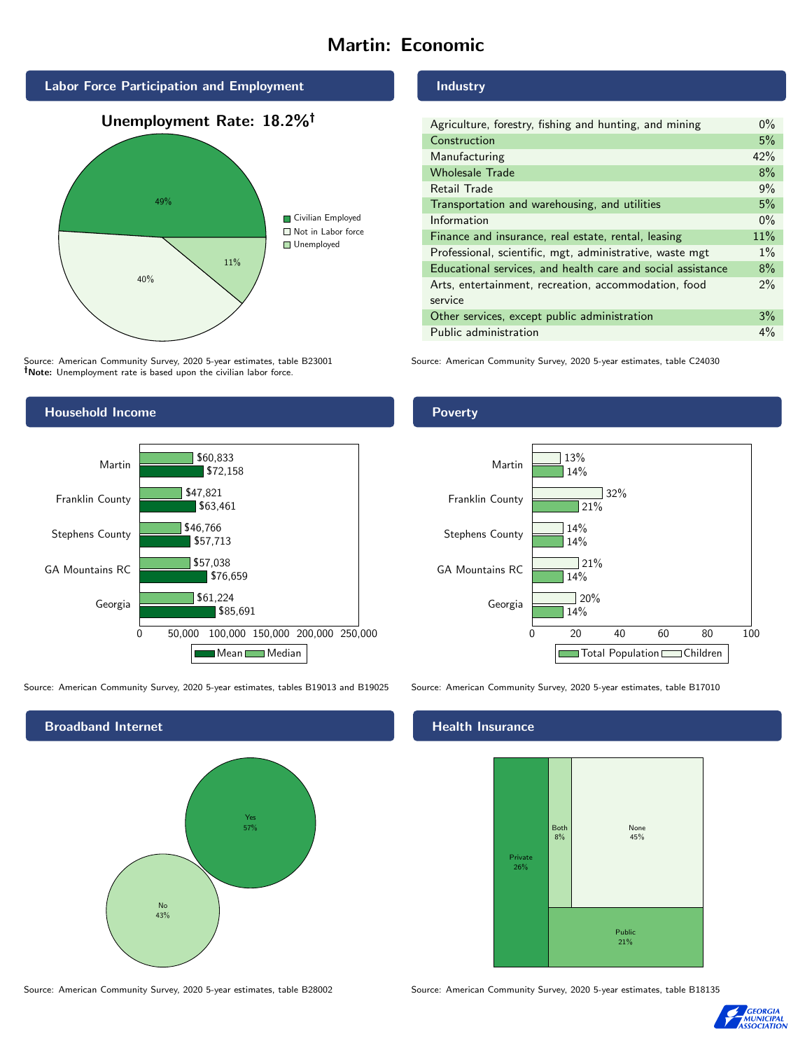# Martin: Economic

## Labor Force Participation and Employment

**Unemployment Rate: 18.2%†**

| Category | Percent |
|---|---|
| Civilian Employed | 49% |
| Not in Labor force | 40% |
| Unemployed | 11% |

Source: American Community Survey, 2020 5-year estimates, table B23001
**†Note:** Unemployment rate is based upon the civilian labor force.

## Industry

| Industry | Percent |
|---|---|
| Agriculture, forestry, fishing and hunting, and mining | 0% |
| Construction | 5% |
| Manufacturing | 42% |
| Wholesale Trade | 8% |
| Retail Trade | 9% |
| Transportation and warehousing, and utilities | 5% |
| Information | 0% |
| Finance and insurance, real estate, rental, leasing | 11% |
| Professional, scientific, mgt, administrative, waste mgt | 1% |
| Educational services, and health care and social assistance | 8% |
| Arts, entertainment, recreation, accommodation, food service | 2% |
| Other services, except public administration | 3% |
| Public administration | 4% |

Source: American Community Survey, 2020 5-year estimates, table C24030

## Household Income

| | Median | Mean |
|---|---|---|
| Martin | $60,833 | $72,158 |
| Franklin County | $47,821 | $63,461 |
| Stephens County | $46,766 | $57,713 |
| GA Mountains RC | $57,038 | $76,659 |
| Georgia | $61,224 | $85,691 |

Source: American Community Survey, 2020 5-year estimates, tables B19013 and B19025

## Poverty

| | Children | Total Population |
|---|---|---|
| Martin | 13% | 14% |
| Franklin County | 32% | 21% |
| Stephens County | 14% | 14% |
| GA Mountains RC | 21% | 14% |
| Georgia | 20% | 14% |

Source: American Community Survey, 2020 5-year estimates, table B17010

## Broadband Internet

| | Percent |
|---|---|
| Yes | 57% |
| No | 43% |

Source: American Community Survey, 2020 5-year estimates, table B28002

## Health Insurance

| | Percent |
|---|---|
| Private | 26% |
| Both | 8% |
| None | 45% |
| Public | 21% |

Source: American Community Survey, 2020 5-year estimates, table B18135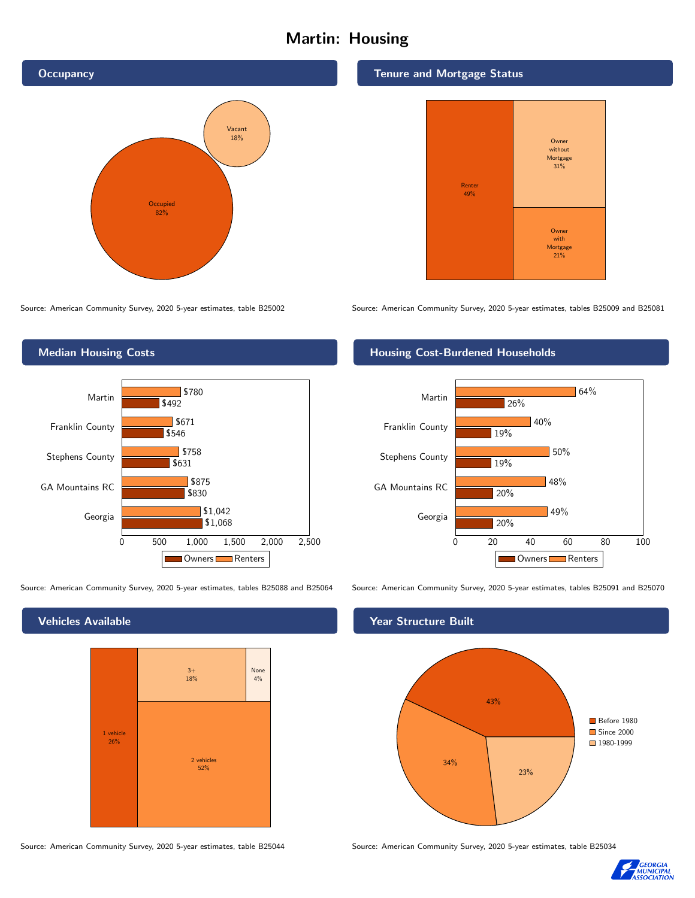# Martin: Housing

## Occupancy

Vacant
18%

Occupied
82%

Source: American Community Survey, 2020 5-year estimates, table B25002

## Tenure and Mortgage Status

Renter
49%

Owner
without
Mortgage
31%

Owner
with
Mortgage
21%

Source: American Community Survey, 2020 5-year estimates, tables B25009 and B25081

## Median Housing Costs

Martin
$780
$492

Franklin County
$671
$546

Stephens County
$758
$631

GA Mountains RC
$875
$830

Georgia
$1,042
$1,068

0
500
1,000
1,500
2,000
2,500

Owners
Renters

Source: American Community Survey, 2020 5-year estimates, tables B25088 and B25064

## Housing Cost-Burdened Households

Martin
64%
26%

Franklin County
40%
19%

Stephens County
50%
19%

GA Mountains RC
48%
20%

Georgia
49%
20%

0
20
40
60
80
100

Owners
Renters

Source: American Community Survey, 2020 5-year estimates, tables B25091 and B25070

## Vehicles Available

1 vehicle
26%

3+
18%

None
4%

2 vehicles
52%

Source: American Community Survey, 2020 5-year estimates, table B25044

## Year Structure Built

43%
34%
23%

Before 1980
Since 2000
1980-1999

Source: American Community Survey, 2020 5-year estimates, table B25034